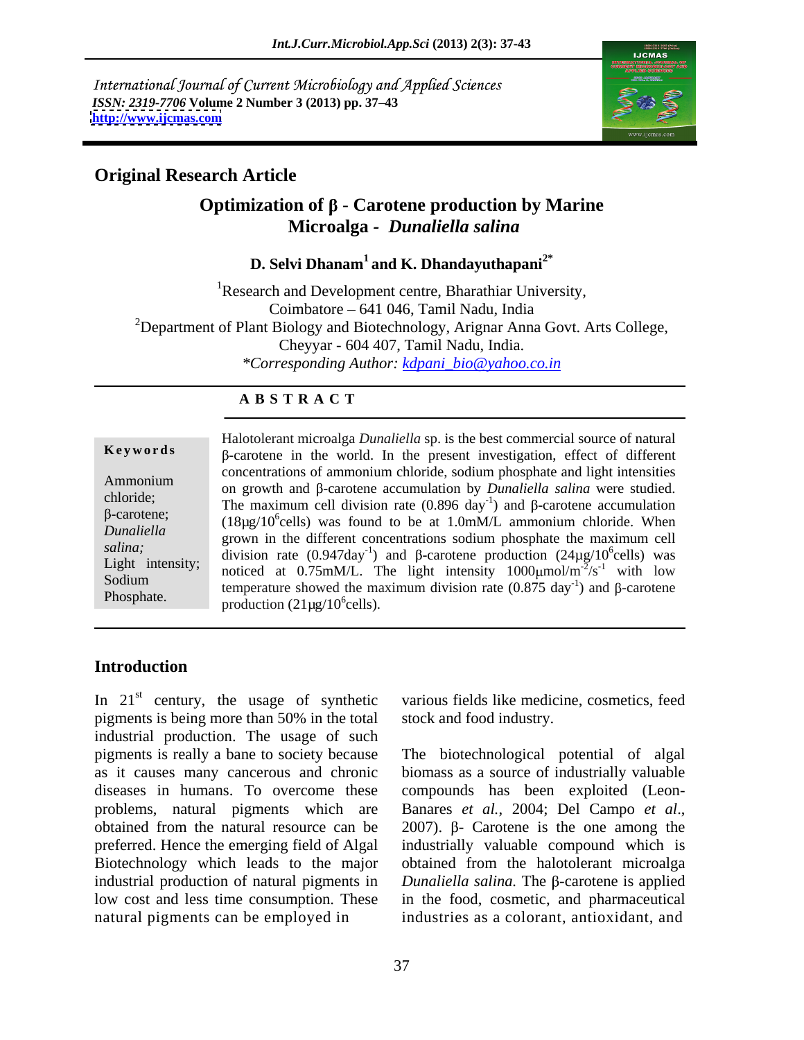International Journal of Current Microbiology and Applied Sciences
*ISSN: 2319-7706* **Volume 2 Number 3 (2013) pp. 37–43**
**http://www.ijcmas.com**

## Original Research Article

# Optimization of β - Carotene production by Marine Microalga - *Dunaliella salina*

**D. Selvi Dhanam[1] and K. Dhandayuthapani[2*]**

[1]Research and Development centre, Bharathiar University, Coimbatore – 641 046, Tamil Nadu, India
[2]Department of Plant Biology and Biotechnology, Arignar Anna Govt. Arts College, Cheyyar - 604 407, Tamil Nadu, India.
*\*Corresponding Author: kdpani_bio@yahoo.co.in*

### ABSTRACT

**Keywords**

Ammonium chloride; β-carotene; *Dunaliella salina;* Light intensity; Sodium Phosphate.

Halotolerant microalga *Dunaliella* sp. is the best commercial source of natural β-carotene in the world. In the present investigation, effect of different concentrations of ammonium chloride, sodium phosphate and light intensities on growth and β-carotene accumulation by *Dunaliella salina* were studied. The maximum cell division rate (0.896 $day^{-1}$) and β-carotene accumulation (18μg/$10^6$cells) was found to be at 1.0mM/L ammonium chloride. When grown in the different concentrations sodium phosphate the maximum cell division rate (0.947$day^{-1}$) and β-carotene production (24μg/$10^6$cells) was noticed at 0.75mM/L. The light intensity 1000μmol/$m^{-2}$/$s^{-1}$ with low temperature showed the maximum division rate (0.875 $day^{-1}$) and β-carotene production (21μg/$10^6$cells).

## Introduction

In $21^{st}$ century, the usage of synthetic pigments is being more than 50% in the total industrial production. The usage of such pigments is really a bane to society because as it causes many cancerous and chronic diseases in humans. To overcome these problems, natural pigments which are obtained from the natural resource can be preferred. Hence the emerging field of Algal Biotechnology which leads to the major industrial production of natural pigments in low cost and less time consumption. These natural pigments can be employed in various fields like medicine, cosmetics, feed stock and food industry.

The biotechnological potential of algal biomass as a source of industrially valuable compounds has been exploited (Leon-Banares *et al.*, 2004; Del Campo *et al*., 2007). β- Carotene is the one among the industrially valuable compound which is obtained from the halotolerant microalga *Dunaliella salina.* The β-carotene is applied in the food, cosmetic, and pharmaceutical industries as a colorant, antioxidant, and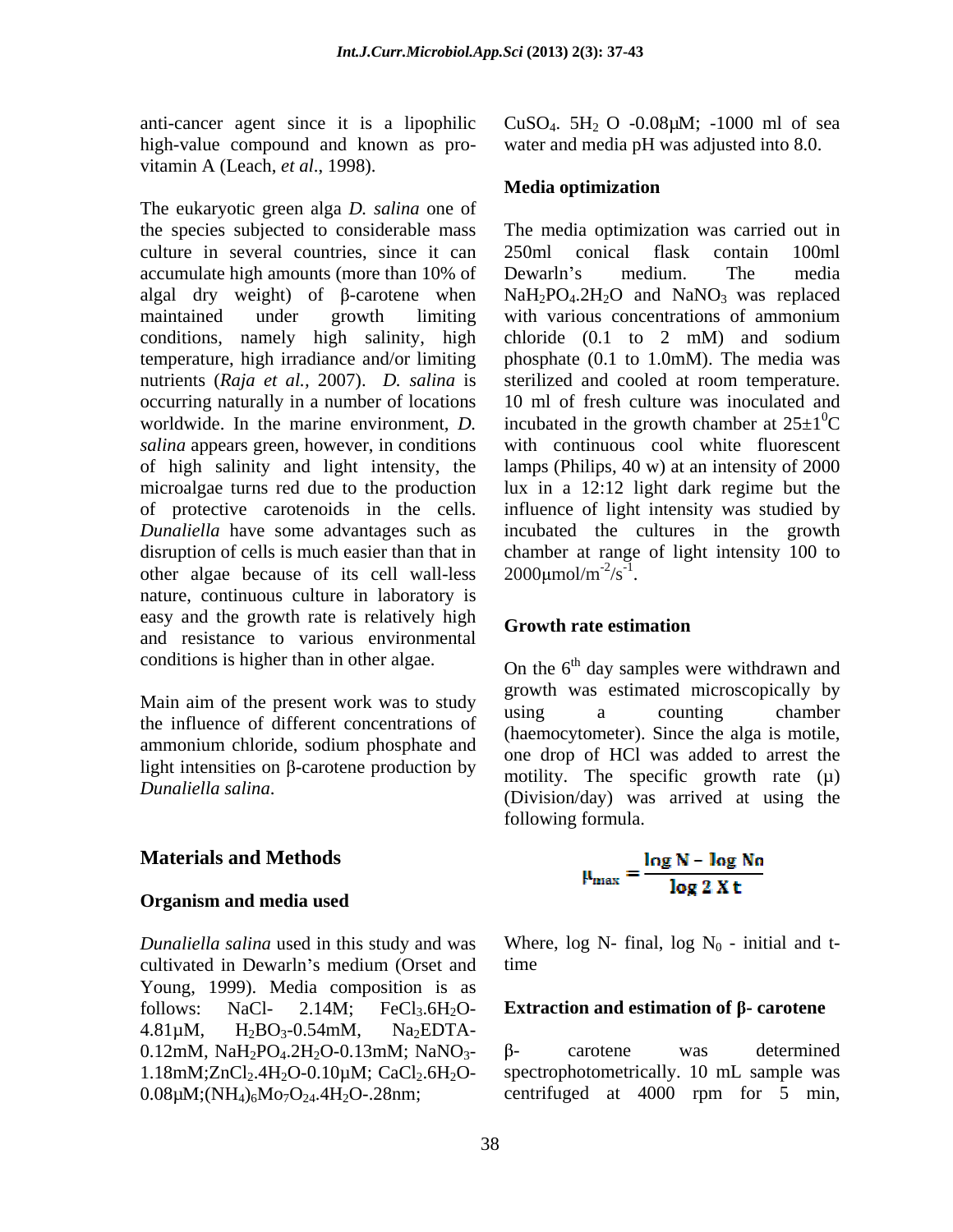anti-cancer agent since it is a lipophilic high-value compound and known as pro-vitamin A (Leach, *et al.*, 1998).

The eukaryotic green alga *D. salina* one of the species subjected to considerable mass culture in several countries, since it can accumulate high amounts (more than 10% of algal dry weight) of β-carotene when maintained under growth limiting conditions, namely high salinity, high temperature, high irradiance and/or limiting nutrients (*Raja et al.,* 2007). *D. salina* is occurring naturally in a number of locations worldwide. In the marine environment, *D. salina* appears green, however, in conditions of high salinity and light intensity, the microalgae turns red due to the production of protective carotenoids in the cells. *Dunaliella* have some advantages such as disruption of cells is much easier than that in other algae because of its cell wall-less nature, continuous culture in laboratory is easy and the growth rate is relatively high and resistance to various environmental conditions is higher than in other algae.

Main aim of the present work was to study the influence of different concentrations of ammonium chloride, sodium phosphate and light intensities on β-carotene production by *Dunaliella salina*.

## Materials and Methods

### Organism and media used

*Dunaliella salina* used in this study and was cultivated in Dewarln's medium (Orset and Young, 1999). Media composition is as follows: NaCl- 2.14M; $FeCl_3.6H_2O$-4.81µM, $H_2BO_3$-0.54mM, $Na_2EDTA$-0.12mM, $NaH_2PO_4.2H_2O$-0.13mM; $NaNO_3$-1.18mM;$ZnCl_2.4H_2O$-0.10µM; $CaCl_2.6H_2O$-0.08µM;$(NH_4)_6Mo_7O_{24}.4H_2O$-.28nm; $CuSO_4$. $5H_2$ O -0.08µM; -1000 ml of sea water and media pH was adjusted into 8.0.

### Media optimization

The media optimization was carried out in 250ml conical flask contain 100ml Dewarln's medium. The media $NaH_2PO_4.2H_2O$ and $NaNO_3$ was replaced with various concentrations of ammonium chloride (0.1 to 2 mM) and sodium phosphate (0.1 to 1.0mM). The media was sterilized and cooled at room temperature. 10 ml of fresh culture was inoculated and incubated in the growth chamber at $25\pm1^0$C with continuous cool white fluorescent lamps (Philips, 40 w) at an intensity of 2000 lux in a 12:12 light dark regime but the influence of light intensity was studied by incubated the cultures in the growth chamber at range of light intensity 100 to 2000µmol/m$^{-2}$/s$^{-1}$.

### Growth rate estimation

On the 6$^{th}$ day samples were withdrawn and growth was estimated microscopically by using a counting chamber (haemocytometer). Since the alga is motile, one drop of HCl was added to arrest the motility. The specific growth rate (µ) (Division/day) was arrived at using the following formula.

$$\mu_{max} = \frac{\log N - \log No}{\log 2 \, X \, t}$$

Where, log N- final, log $N_0$ - initial and t-time

### Extraction and estimation of β- carotene

β- carotene was determined spectrophotometrically. 10 mL sample was centrifuged at 4000 rpm for 5 min,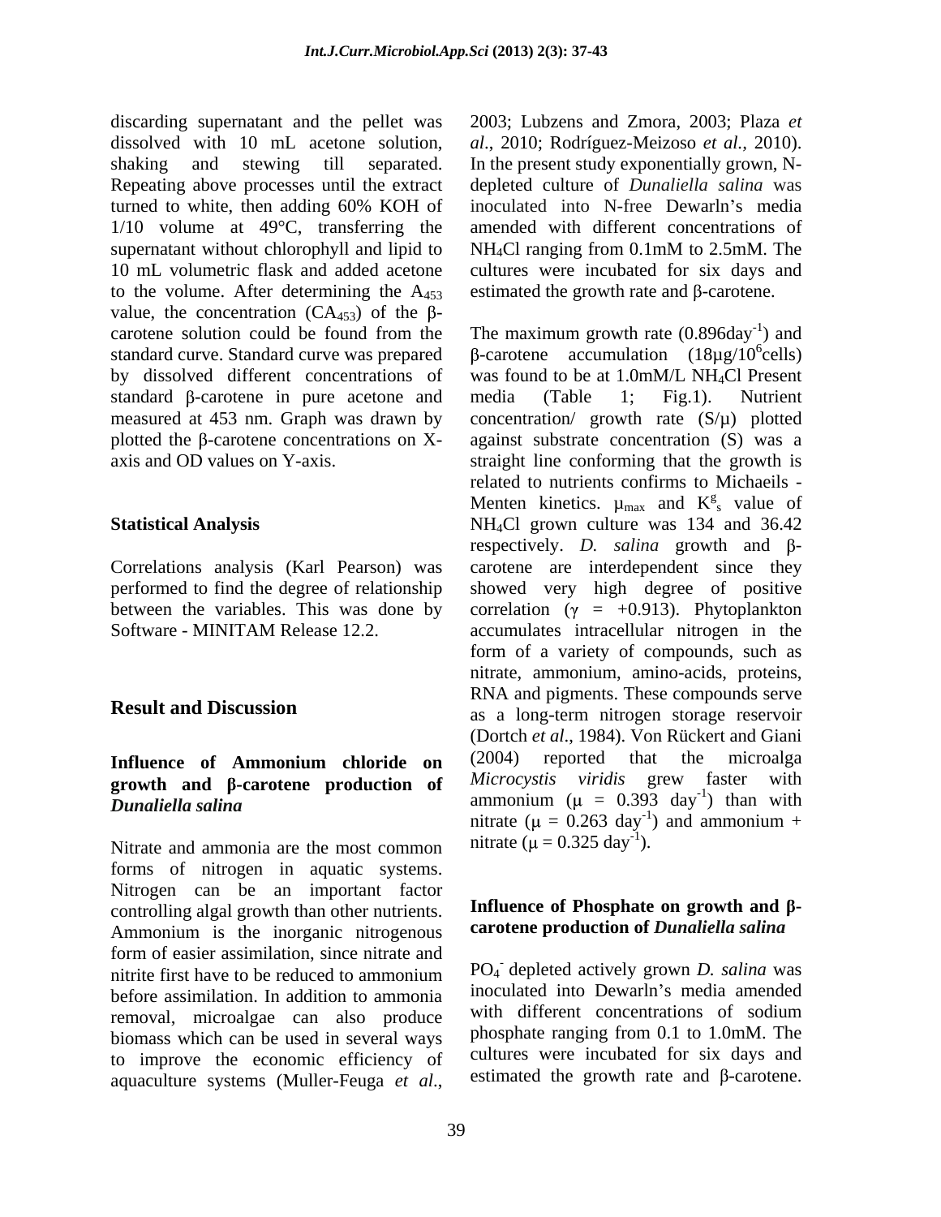discarding supernatant and the pellet was dissolved with 10 mL acetone solution, shaking and stewing till separated. Repeating above processes until the extract turned to white, then adding 60% KOH of 1/10 volume at 49°C, transferring the supernatant without chlorophyll and lipid to 10 mL volumetric flask and added acetone to the volume. After determining the $A_{453}$ value, the concentration ($CA_{453}$) of the β-carotene solution could be found from the standard curve. Standard curve was prepared by dissolved different concentrations of standard β-carotene in pure acetone and measured at 453 nm. Graph was drawn by plotted the β-carotene concentrations on X-axis and OD values on Y-axis.

## Statistical Analysis

Correlations analysis (Karl Pearson) was performed to find the degree of relationship between the variables. This was done by Software - MINITAM Release 12.2.

## Result and Discussion

### Influence of Ammonium chloride on growth and β-carotene production of *Dunaliella salina*

Nitrate and ammonia are the most common forms of nitrogen in aquatic systems. Nitrogen can be an important factor controlling algal growth than other nutrients. Ammonium is the inorganic nitrogenous form of easier assimilation, since nitrate and nitrite first have to be reduced to ammonium before assimilation. In addition to ammonia removal, microalgae can also produce biomass which can be used in several ways to improve the economic efficiency of aquaculture systems (Muller-Feuga *et al*., 2003; Lubzens and Zmora, 2003; Plaza *et al*., 2010; Rodríguez-Meizoso *et al*., 2010). In the present study exponentially grown, N-depleted culture of *Dunaliella salina* was inoculated into N-free Dewarln's media amended with different concentrations of $NH_4Cl$ ranging from 0.1mM to 2.5mM. The cultures were incubated for six days and estimated the growth rate and β-carotene.

The maximum growth rate ($0.896 day^{-1}$) and β-carotene accumulation ($18 μg/10^6 cells$) was found to be at 1.0mM/L $NH_4Cl$ Present media (Table 1; Fig.1). Nutrient concentration/ growth rate (S/μ) plotted against substrate concentration (S) was a straight line conforming that the growth is related to nutrients confirms to Michaeils - Menten kinetics. $μ_{max}$ and $K^g_s$ value of $NH_4Cl$ grown culture was 134 and 36.42 respectively. *D. salina* growth and β-carotene are interdependent since they showed very high degree of positive correlation (γ = +0.913). Phytoplankton accumulates intracellular nitrogen in the form of a variety of compounds, such as nitrate, ammonium, amino-acids, proteins, RNA and pigments. These compounds serve as a long-term nitrogen storage reservoir (Dortch *et al*., 1984). Von Rückert and Giani (2004) reported that the microalga *Microcystis viridis* grew faster with ammonium ($μ = 0.393 day^{-1}$) than with nitrate ($μ = 0.263 day^{-1}$) and ammonium + nitrate ($μ = 0.325 day^{-1}$).

### Influence of Phosphate on growth and β-carotene production of *Dunaliella salina*

$PO_4^-$ depleted actively grown *D. salina* was inoculated into Dewarln's media amended with different concentrations of sodium phosphate ranging from 0.1 to 1.0mM. The cultures were incubated for six days and estimated the growth rate and β-carotene.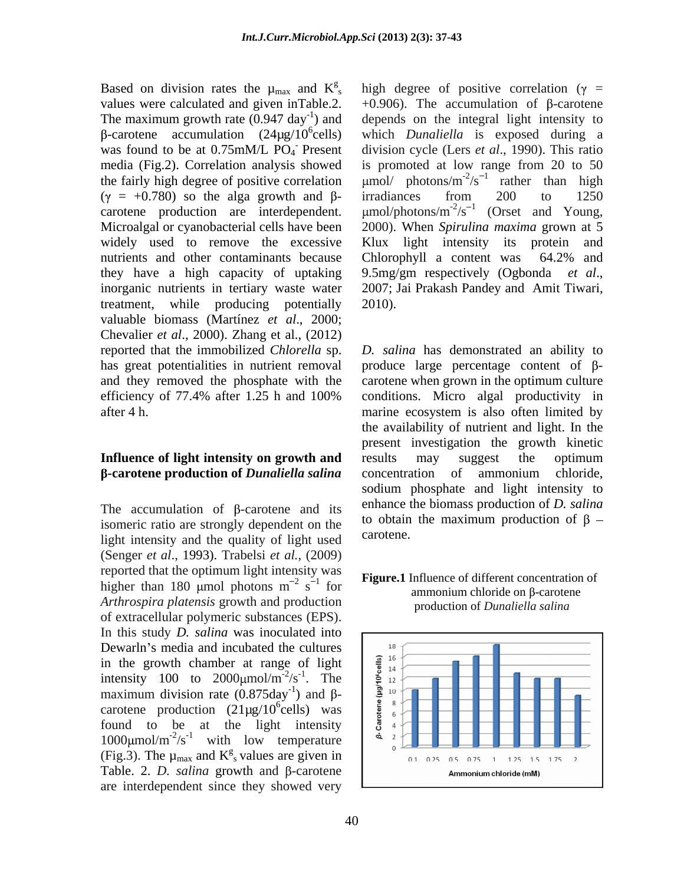Based on division rates the $\mu_{max}$ and $K^g_s$ values were calculated and given inTable.2. The maximum growth rate (0.947 $day^{-1}$) and β-carotene accumulation (24μg/$10^6$cells) was found to be at 0.75mM/L $PO_4^-$ Present media (Fig.2). Correlation analysis showed the fairly high degree of positive correlation (γ = +0.780) so the alga growth and β-carotene production are interdependent. Microalgal or cyanobacterial cells have been widely used to remove the excessive nutrients and other contaminants because they have a high capacity of uptaking inorganic nutrients in tertiary waste water treatment, while producing potentially valuable biomass (Martínez *et al*., 2000; Chevalier *et al*., 2000). Zhang et al., (2012) reported that the immobilized *Chlorella* sp. has great potentialities in nutrient removal and they removed the phosphate with the efficiency of 77.4% after 1.25 h and 100% after 4 h.

## Influence of light intensity on growth and β-carotene production of *Dunaliella salina*

The accumulation of β-carotene and its isomeric ratio are strongly dependent on the light intensity and the quality of light used (Senger *et al*., 1993). Trabelsi *et al.*, (2009) reported that the optimum light intensity was higher than 180 μmol photons $m^{-2}$ $s^{-1}$ for *Arthrospira platensis* growth and production of extracellular polymeric substances (EPS). In this study *D. salina* was inoculated into Dewarln's media and incubated the cultures in the growth chamber at range of light intensity 100 to 2000μmol/$m^{-2}$/$s^{-1}$. The maximum division rate (0.875$day^{-1}$) and β-carotene production (21μg/$10^6$cells) was found to be at the light intensity 1000μmol/$m^{-2}$/$s^{-1}$ with low temperature (Fig.3). The $\mu_{max}$ and $K^g_s$ values are given in Table. 2. *D. salina* growth and β-carotene are interdependent since they showed very high degree of positive correlation (γ = +0.906). The accumulation of β-carotene depends on the integral light intensity to which *Dunaliella* is exposed during a division cycle (Lers *et al*., 1990). This ratio is promoted at low range from 20 to 50 μmol/ photons/$m^{-2}$/$s^{-1}$ rather than high irradiances from 200 to 1250 μmol/photons/$m^{-2}$/$s^{-1}$ (Orset and Young, 2000). When *Spirulina maxima* grown at 5 Klux light intensity its protein and Chlorophyll a content was 64.2% and 9.5mg/gm respectively (Ogbonda *et al*., 2007; Jai Prakash Pandey and Amit Tiwari, 2010).

*D. salina* has demonstrated an ability to produce large percentage content of β-carotene when grown in the optimum culture conditions. Micro algal productivity in marine ecosystem is also often limited by the availability of nutrient and light. In the present investigation the growth kinetic results may suggest the optimum concentration of ammonium chloride, sodium phosphate and light intensity to enhance the biomass production of *D. salina* to obtain the maximum production of β – carotene.

**Figure.1** Influence of different concentration of ammonium chloride on β-carotene production of *Dunaliella salina*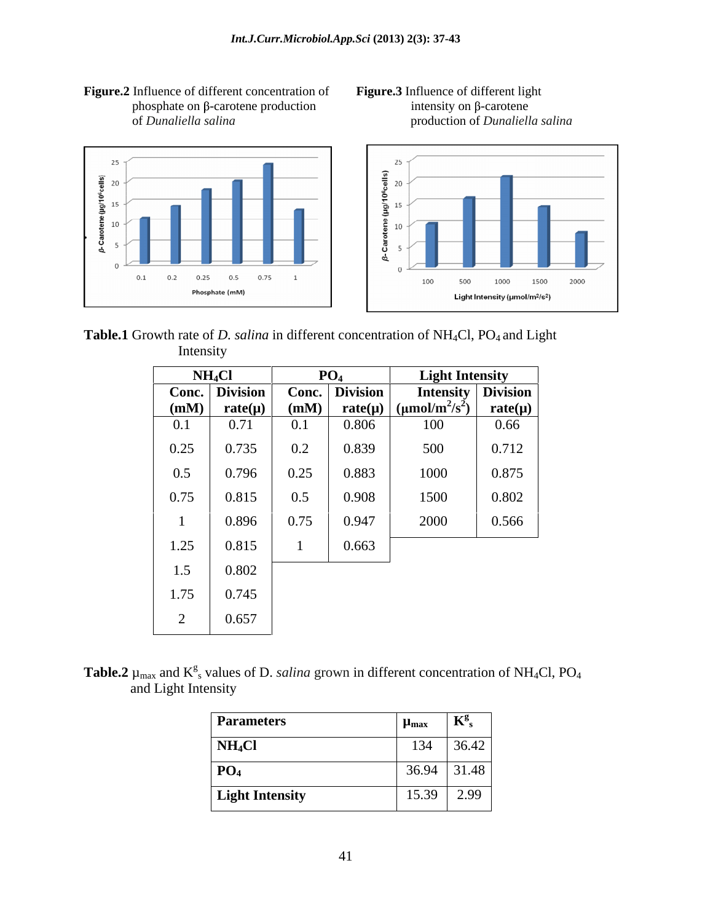**Figure.2** Influence of different concentration of phosphate on β-carotene production of *Dunaliella salina*

**Figure.3** Influence of different light intensity on β-carotene production of *Dunaliella salina*

**Table.1** Growth rate of *D. salina* in different concentration of $NH_4Cl$, $PO_4$ and Light Intensity

| $NH_4Cl$ | | $PO_4$ | | Light Intensity | |
|---|---|---|---|---|---|
| Conc. (mM) | Division rate(μ) | Conc. (mM) | Division rate(μ) | Intensity ($\mu mol/m^2/s^2$) | Division rate(μ) |
| 0.1 | 0.71 | 0.1 | 0.806 | 100 | 0.66 |
| 0.25 | 0.735 | 0.2 | 0.839 | 500 | 0.712 |
| 0.5 | 0.796 | 0.25 | 0.883 | 1000 | 0.875 |
| 0.75 | 0.815 | 0.5 | 0.908 | 1500 | 0.802 |
| 1 | 0.896 | 0.75 | 0.947 | 2000 | 0.566 |
| 1.25 | 0.815 | 1 | 0.663 | | |
| 1.5 | 0.802 | | | | |
| 1.75 | 0.745 | | | | |
| 2 | 0.657 | | | | |

**Table.2** $\mu_{max}$ and $K^g_s$ values of D. *salina* grown in different concentration of $NH_4Cl$, $PO_4$ and Light Intensity

| Parameters | $\mu_{max}$ | $K^g_s$ |
|---|---|---|
| $NH_4Cl$ | 134 | 36.42 |
| $PO_4$ | 36.94 | 31.48 |
| Light Intensity | 15.39 | 2.99 |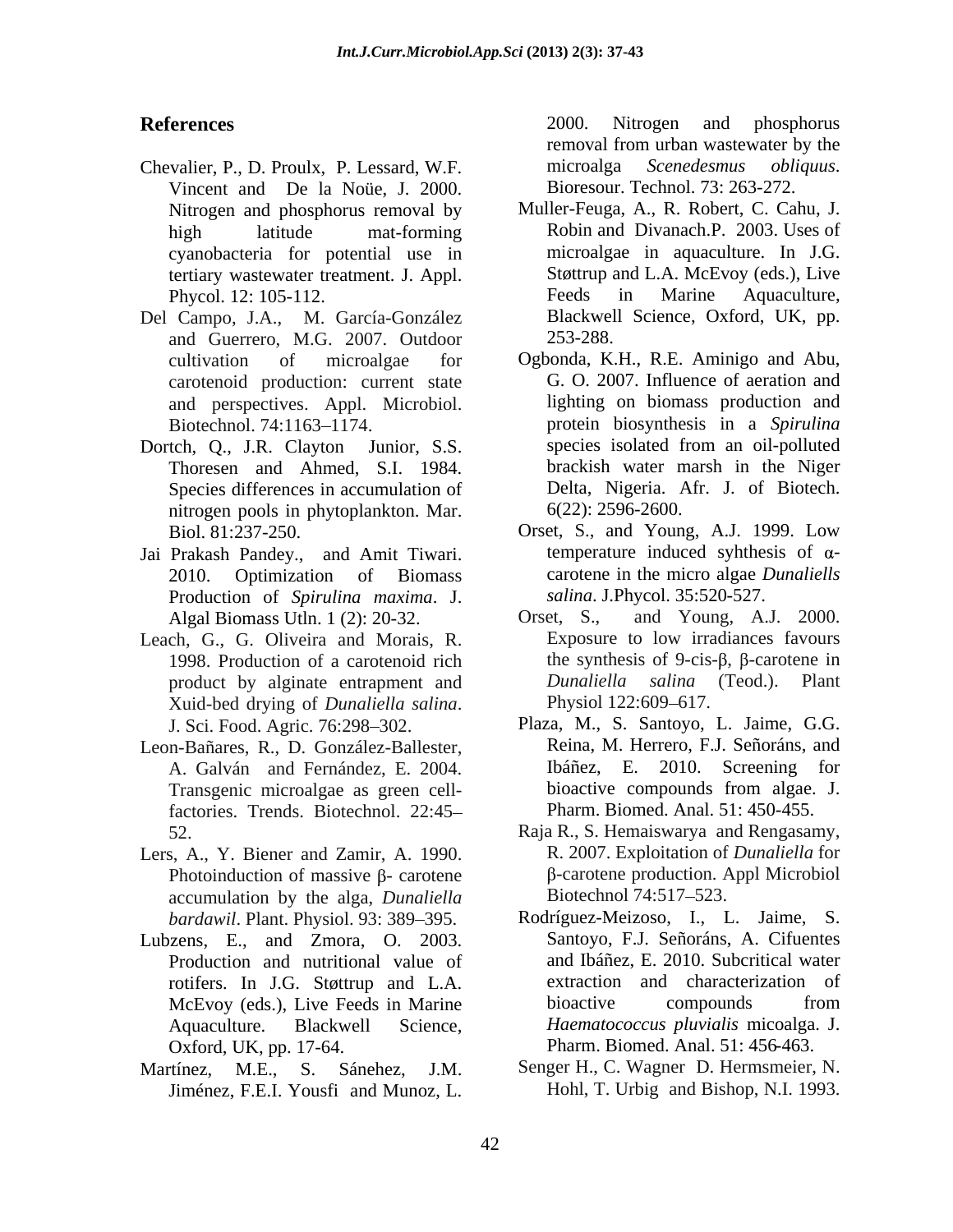## References

Chevalier, P., D. Proulx, P. Lessard, W.F. Vincent and De la Noüe, J. 2000. Nitrogen and phosphorus removal by high latitude mat-forming cyanobacteria for potential use in tertiary wastewater treatment. J. Appl. Phycol. 12: 105-112.

Del Campo, J.A., M. García-González and Guerrero, M.G. 2007. Outdoor cultivation of microalgae for carotenoid production: current state and perspectives. Appl. Microbiol. Biotechnol. 74:1163–1174.

Dortch, Q., J.R. Clayton Junior, S.S. Thoresen and Ahmed, S.I. 1984. Species differences in accumulation of nitrogen pools in phytoplankton. Mar. Biol. 81:237-250.

Jai Prakash Pandey., and Amit Tiwari. 2010. Optimization of Biomass Production of *Spirulina maxima*. J. Algal Biomass Utln. 1 (2): 20-32.

Leach, G., G. Oliveira and Morais, R. 1998. Production of a carotenoid rich product by alginate entrapment and Xuid-bed drying of *Dunaliella salina*. J. Sci. Food. Agric. 76:298–302.

Leon-Bañares, R., D. González-Ballester, A. Galván and Fernández, E. 2004. Transgenic microalgae as green cell-factories. Trends. Biotechnol. 22:45–52.

Lers, A., Y. Biener and Zamir, A. 1990. Photoinduction of massive β- carotene accumulation by the alga, *Dunaliella bardawil*. Plant. Physiol. 93: 389–395.

Lubzens, E., and Zmora, O. 2003. Production and nutritional value of rotifers. In J.G. Støttrup and L.A. McEvoy (eds.), Live Feeds in Marine Aquaculture. Blackwell Science, Oxford, UK, pp. 17-64.

Martínez, M.E., S. Sánehez, J.M. Jiménez, F.E.I. Yousfi and Munoz, L. 2000. Nitrogen and phosphorus removal from urban wastewater by the microalga *Scenedesmus obliquus*. Bioresour. Technol. 73: 263-272.

Muller-Feuga, A., R. Robert, C. Cahu, J. Robin and Divanach.P. 2003. Uses of microalgae in aquaculture. In J.G. Støttrup and L.A. McEvoy (eds.), Live Feeds in Marine Aquaculture, Blackwell Science, Oxford, UK, pp. 253-288.

Ogbonda, K.H., R.E. Aminigo and Abu, G. O. 2007. Influence of aeration and lighting on biomass production and protein biosynthesis in a *Spirulina* species isolated from an oil-polluted brackish water marsh in the Niger Delta, Nigeria. Afr. J. of Biotech. 6(22): 2596-2600.

Orset, S., and Young, A.J. 1999. Low temperature induced syhthesis of α-carotene in the micro algae *Dunaliells salina*. J.Phycol. 35:520-527.

Orset, S., and Young, A.J. 2000. Exposure to low irradiances favours the synthesis of 9-cis-β, β-carotene in *Dunaliella salina* (Teod.). Plant Physiol 122:609–617.

Plaza, M., S. Santoyo, L. Jaime, G.G. Reina, M. Herrero, F.J. Señoráns, and Ibáñez, E. 2010. Screening for bioactive compounds from algae. J. Pharm. Biomed. Anal. 51: 450-455.

Raja R., S. Hemaiswarya and Rengasamy, R. 2007. Exploitation of *Dunaliella* for β-carotene production. Appl Microbiol Biotechnol 74:517–523.

Rodríguez-Meizoso, I., L. Jaime, S. Santoyo, F.J. Señoráns, A. Cifuentes and Ibáñez, E. 2010. Subcritical water extraction and characterization of bioactive compounds from *Haematococcus pluvialis* micoalga. J. Pharm. Biomed. Anal. 51: 456-463.

Senger H., C. Wagner D. Hermsmeier, N. Hohl, T. Urbig and Bishop, N.I. 1993.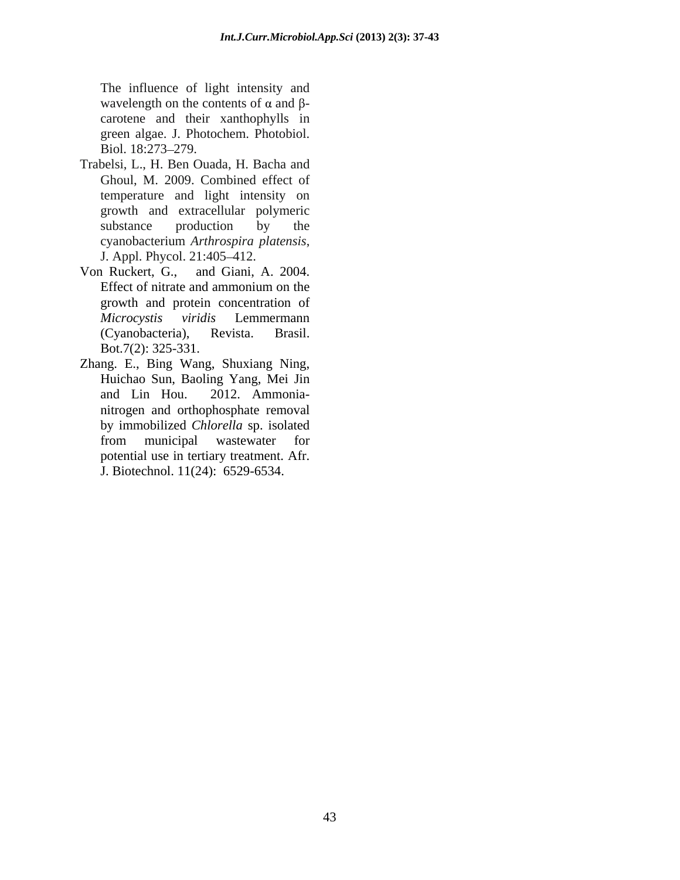The influence of light intensity and wavelength on the contents of α and β-carotene and their xanthophylls in green algae. J. Photochem. Photobiol. Biol. 18:273–279.

Trabelsi, L., H. Ben Ouada, H. Bacha and Ghoul, M. 2009. Combined effect of temperature and light intensity on growth and extracellular polymeric substance production by the cyanobacterium *Arthrospira platensis*, J. Appl. Phycol. 21:405–412.

Von Ruckert, G., and Giani, A. 2004. Effect of nitrate and ammonium on the growth and protein concentration of *Microcystis viridis* Lemmermann (Cyanobacteria), Revista. Brasil. Bot.7(2): 325-331.

Zhang. E., Bing Wang, Shuxiang Ning, Huichao Sun, Baoling Yang, Mei Jin and Lin Hou. 2012. Ammonia-nitrogen and orthophosphate removal by immobilized *Chlorella* sp. isolated from municipal wastewater for potential use in tertiary treatment. Afr. J. Biotechnol. 11(24): 6529-6534.